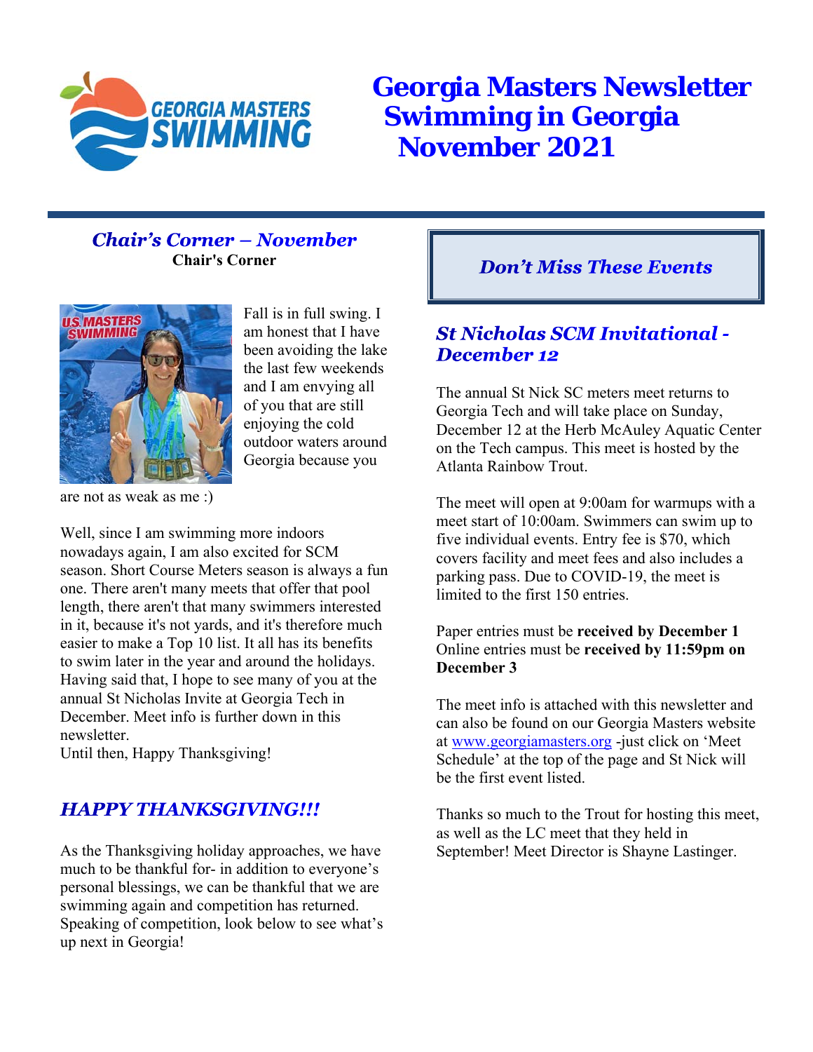# Georgia Masters Newsletter Swimming in Georgia November 2021

## *Chair's Corner – November*

**Chair's Corner**

Fall is in full swing. I am honest that I have been avoiding the lake the last few weekends and I am envying all of you that are still enjoying the cold outdoor waters around Georgia because you are not as weak as me :)

Well, since I am swimming more indoors nowadays again, I am also excited for SCM season. Short Course Meters season is always a fun one. There aren't many meets that offer that pool length, there aren't that many swimmers interested in it, because it's not yards, and it's therefore much easier to make a Top 10 list. It all has its benefits to swim later in the year and around the holidays. Having said that, I hope to see many of you at the annual St Nicholas Invite at Georgia Tech in December. Meet info is further down in this newsletter.
Until then, Happy Thanksgiving!

## *HAPPY THANKSGIVING!!!*

As the Thanksgiving holiday approaches, we have much to be thankful for- in addition to everyone's personal blessings, we can be thankful that we are swimming again and competition has returned. Speaking of competition, look below to see what's up next in Georgia!

## *Don't Miss These Events*

### *St Nicholas SCM Invitational - December 12*

The annual St Nick SC meters meet returns to Georgia Tech and will take place on Sunday, December 12 at the Herb McAuley Aquatic Center on the Tech campus. This meet is hosted by the Atlanta Rainbow Trout.

The meet will open at 9:00am for warmups with a meet start of 10:00am. Swimmers can swim up to five individual events. Entry fee is $70, which covers facility and meet fees and also includes a parking pass. Due to COVID-19, the meet is limited to the first 150 entries.

Paper entries must be **received by December 1**
Online entries must be **received by 11:59pm on December 3**

The meet info is attached with this newsletter and can also be found on our Georgia Masters website at [www.georgiamasters.org](www.georgiamasters.org) -just click on 'Meet Schedule' at the top of the page and St Nick will be the first event listed.

Thanks so much to the Trout for hosting this meet, as well as the LC meet that they held in September! Meet Director is Shayne Lastinger.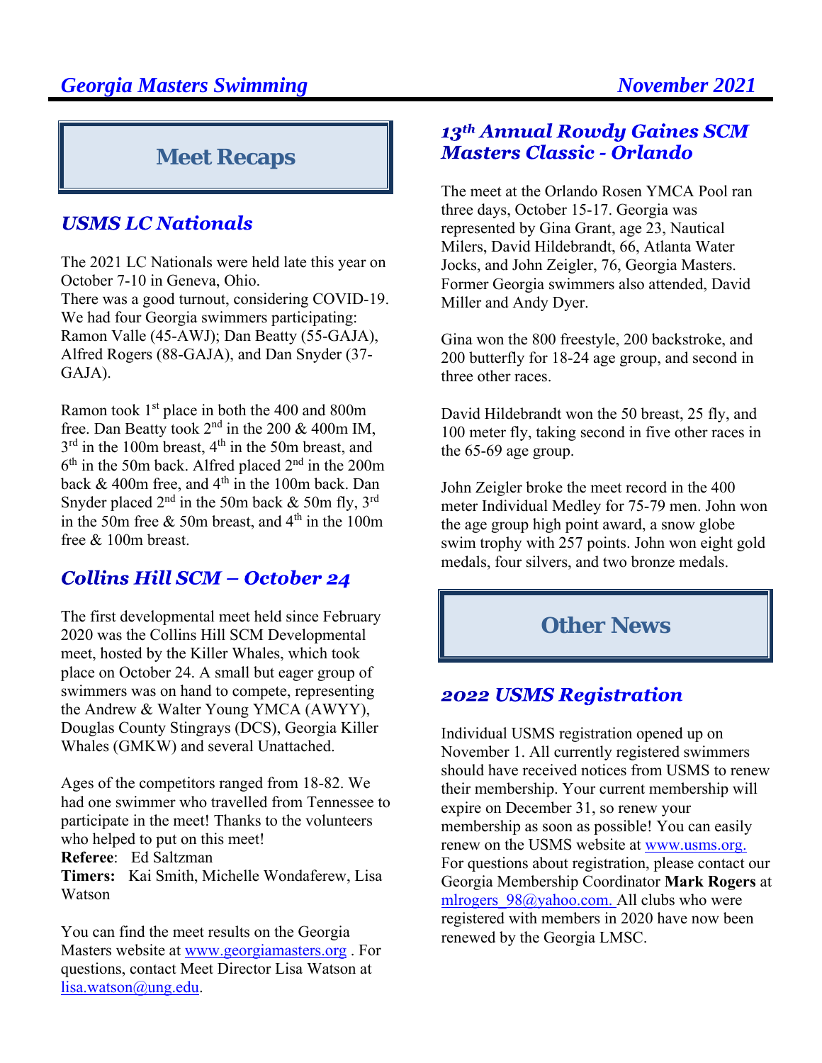# Meet Recaps

## *USMS LC Nationals*

The 2021 LC Nationals were held late this year on October 7-10 in Geneva, Ohio.
There was a good turnout, considering COVID-19. We had four Georgia swimmers participating: Ramon Valle (45-AWJ); Dan Beatty (55-GAJA), Alfred Rogers (88-GAJA), and Dan Snyder (37-GAJA).

Ramon took 1st place in both the 400 and 800m free. Dan Beatty took 2nd in the 200 & 400m IM, 3rd in the 100m breast, 4th in the 50m breast, and 6th in the 50m back. Alfred placed 2nd in the 200m back & 400m free, and 4th in the 100m back. Dan Snyder placed 2nd in the 50m back & 50m fly, 3rd in the 50m free & 50m breast, and 4th in the 100m free & 100m breast.

## *Collins Hill SCM – October 24*

The first developmental meet held since February 2020 was the Collins Hill SCM Developmental meet, hosted by the Killer Whales, which took place on October 24. A small but eager group of swimmers was on hand to compete, representing the Andrew & Walter Young YMCA (AWYY), Douglas County Stingrays (DCS), Georgia Killer Whales (GMKW) and several Unattached.

Ages of the competitors ranged from 18-82. We had one swimmer who travelled from Tennessee to participate in the meet! Thanks to the volunteers who helped to put on this meet!
**Referee**: Ed Saltzman
**Timers:** Kai Smith, Michelle Wondaferew, Lisa Watson

You can find the meet results on the Georgia Masters website at www.georgiamasters.org . For questions, contact Meet Director Lisa Watson at lisa.watson@ung.edu.

## *13th Annual Rowdy Gaines SCM Masters Classic - Orlando*

The meet at the Orlando Rosen YMCA Pool ran three days, October 15-17. Georgia was represented by Gina Grant, age 23, Nautical Milers, David Hildebrandt, 66, Atlanta Water Jocks, and John Zeigler, 76, Georgia Masters. Former Georgia swimmers also attended, David Miller and Andy Dyer.

Gina won the 800 freestyle, 200 backstroke, and 200 butterfly for 18-24 age group, and second in three other races.

David Hildebrandt won the 50 breast, 25 fly, and 100 meter fly, taking second in five other races in the 65-69 age group.

John Zeigler broke the meet record in the 400 meter Individual Medley for 75-79 men. John won the age group high point award, a snow globe swim trophy with 257 points. John won eight gold medals, four silvers, and two bronze medals.

# Other News

## *2022 USMS Registration*

Individual USMS registration opened up on November 1. All currently registered swimmers should have received notices from USMS to renew their membership. Your current membership will expire on December 31, so renew your membership as soon as possible! You can easily renew on the USMS website at www.usms.org. For questions about registration, please contact our Georgia Membership Coordinator **Mark Rogers** at mlrogers_98@yahoo.com. All clubs who were registered with members in 2020 have now been renewed by the Georgia LMSC.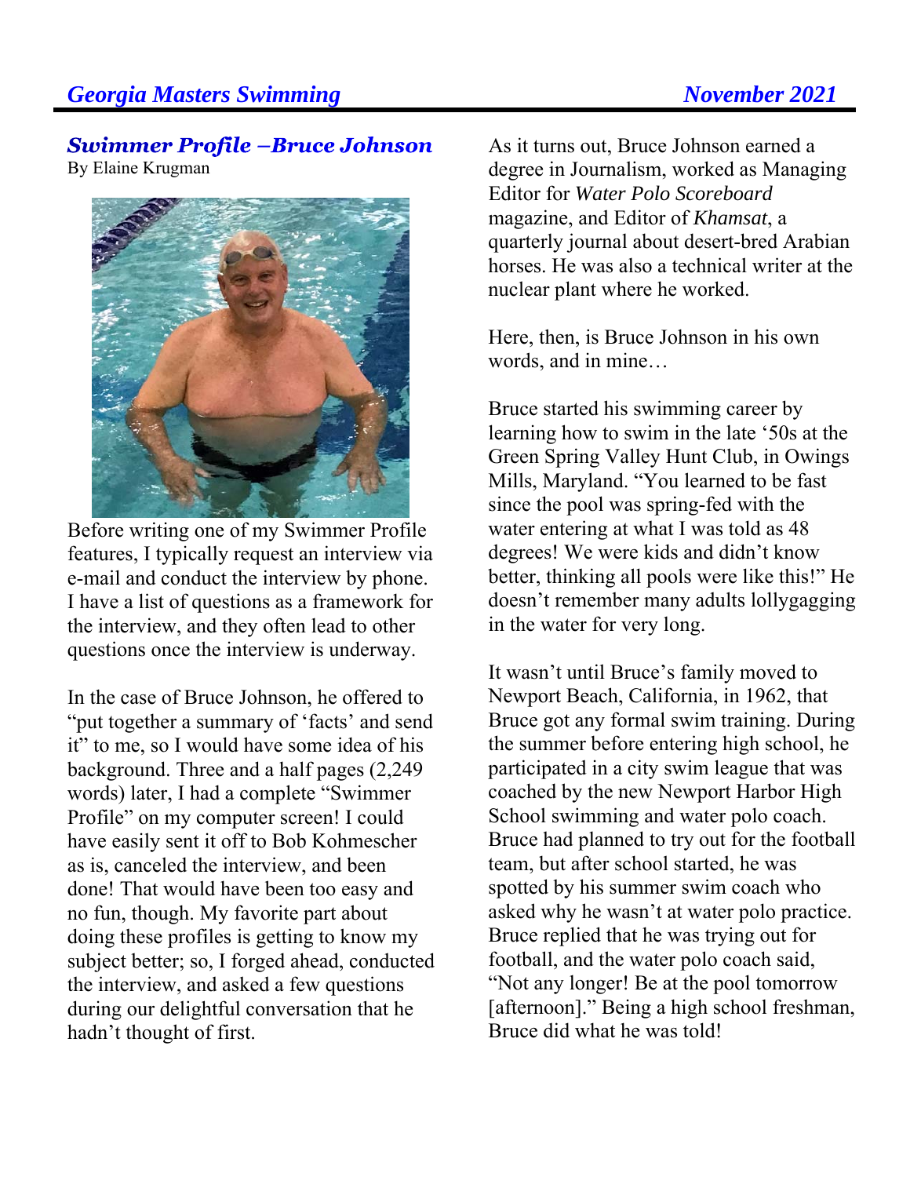## *Swimmer Profile –Bruce Johnson*

By Elaine Krugman

Before writing one of my Swimmer Profile features, I typically request an interview via e-mail and conduct the interview by phone. I have a list of questions as a framework for the interview, and they often lead to other questions once the interview is underway.

In the case of Bruce Johnson, he offered to "put together a summary of 'facts' and send it" to me, so I would have some idea of his background. Three and a half pages (2,249 words) later, I had a complete "Swimmer Profile" on my computer screen! I could have easily sent it off to Bob Kohmescher as is, canceled the interview, and been done! That would have been too easy and no fun, though. My favorite part about doing these profiles is getting to know my subject better; so, I forged ahead, conducted the interview, and asked a few questions during our delightful conversation that he hadn't thought of first.

As it turns out, Bruce Johnson earned a degree in Journalism, worked as Managing Editor for *Water Polo Scoreboard* magazine, and Editor of *Khamsat*, a quarterly journal about desert-bred Arabian horses. He was also a technical writer at the nuclear plant where he worked.

Here, then, is Bruce Johnson in his own words, and in mine…

Bruce started his swimming career by learning how to swim in the late '50s at the Green Spring Valley Hunt Club, in Owings Mills, Maryland. "You learned to be fast since the pool was spring-fed with the water entering at what I was told as 48 degrees! We were kids and didn't know better, thinking all pools were like this!" He doesn't remember many adults lollygagging in the water for very long.

It wasn't until Bruce's family moved to Newport Beach, California, in 1962, that Bruce got any formal swim training. During the summer before entering high school, he participated in a city swim league that was coached by the new Newport Harbor High School swimming and water polo coach. Bruce had planned to try out for the football team, but after school started, he was spotted by his summer swim coach who asked why he wasn't at water polo practice. Bruce replied that he was trying out for football, and the water polo coach said, "Not any longer! Be at the pool tomorrow [afternoon]." Being a high school freshman, Bruce did what he was told!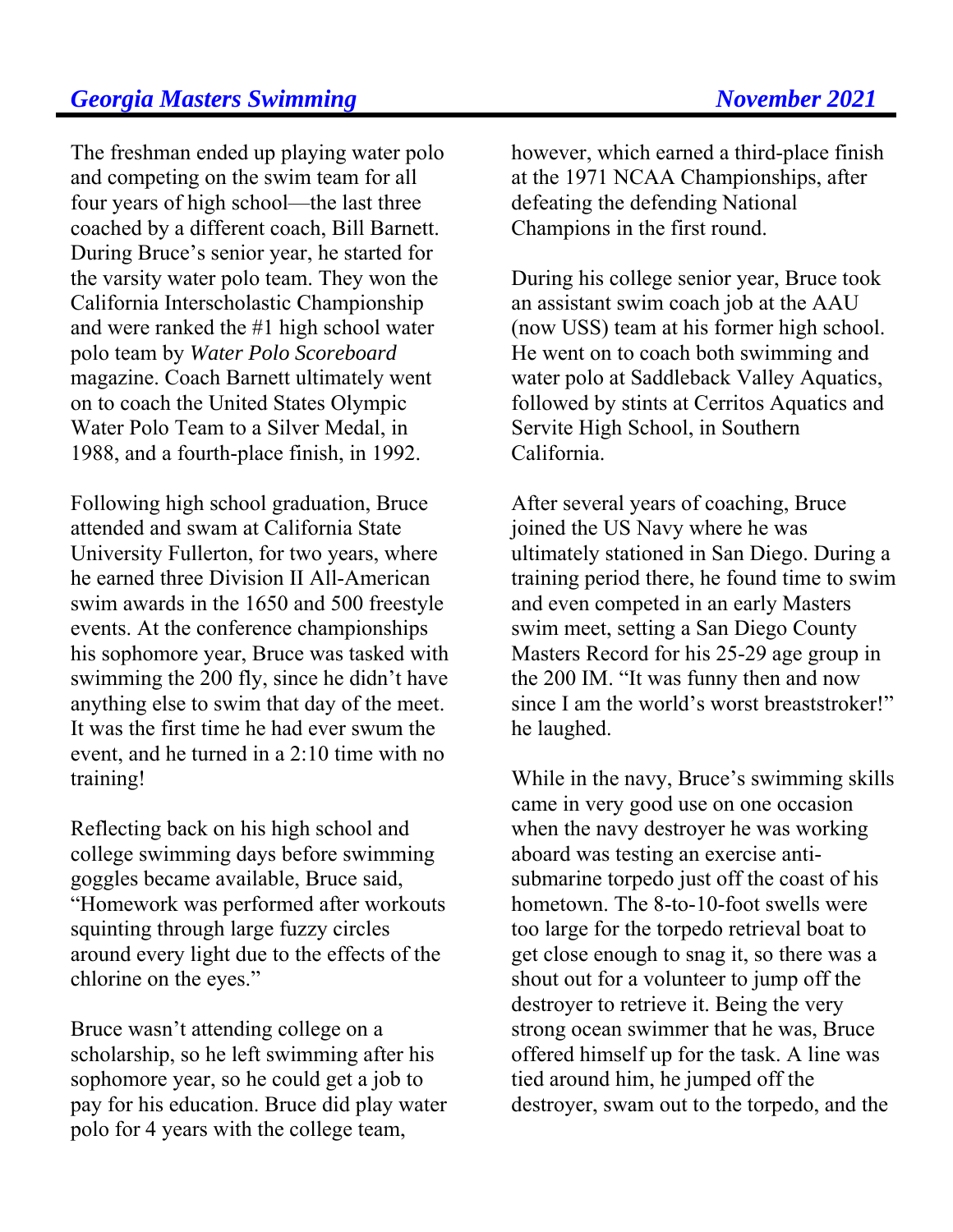The freshman ended up playing water polo and competing on the swim team for all four years of high school—the last three coached by a different coach, Bill Barnett. During Bruce's senior year, he started for the varsity water polo team. They won the California Interscholastic Championship and were ranked the #1 high school water polo team by *Water Polo Scoreboard* magazine. Coach Barnett ultimately went on to coach the United States Olympic Water Polo Team to a Silver Medal, in 1988, and a fourth-place finish, in 1992.

Following high school graduation, Bruce attended and swam at California State University Fullerton, for two years, where he earned three Division II All-American swim awards in the 1650 and 500 freestyle events. At the conference championships his sophomore year, Bruce was tasked with swimming the 200 fly, since he didn't have anything else to swim that day of the meet. It was the first time he had ever swum the event, and he turned in a 2:10 time with no training!

Reflecting back on his high school and college swimming days before swimming goggles became available, Bruce said, "Homework was performed after workouts squinting through large fuzzy circles around every light due to the effects of the chlorine on the eyes."

Bruce wasn't attending college on a scholarship, so he left swimming after his sophomore year, so he could get a job to pay for his education. Bruce did play water polo for 4 years with the college team, however, which earned a third-place finish at the 1971 NCAA Championships, after defeating the defending National Champions in the first round.

During his college senior year, Bruce took an assistant swim coach job at the AAU (now USS) team at his former high school. He went on to coach both swimming and water polo at Saddleback Valley Aquatics, followed by stints at Cerritos Aquatics and Servite High School, in Southern California.

After several years of coaching, Bruce joined the US Navy where he was ultimately stationed in San Diego. During a training period there, he found time to swim and even competed in an early Masters swim meet, setting a San Diego County Masters Record for his 25-29 age group in the 200 IM. "It was funny then and now since I am the world's worst breaststroker!" he laughed.

While in the navy, Bruce's swimming skills came in very good use on one occasion when the navy destroyer he was working aboard was testing an exercise anti-submarine torpedo just off the coast of his hometown. The 8-to-10-foot swells were too large for the torpedo retrieval boat to get close enough to snag it, so there was a shout out for a volunteer to jump off the destroyer to retrieve it. Being the very strong ocean swimmer that he was, Bruce offered himself up for the task. A line was tied around him, he jumped off the destroyer, swam out to the torpedo, and the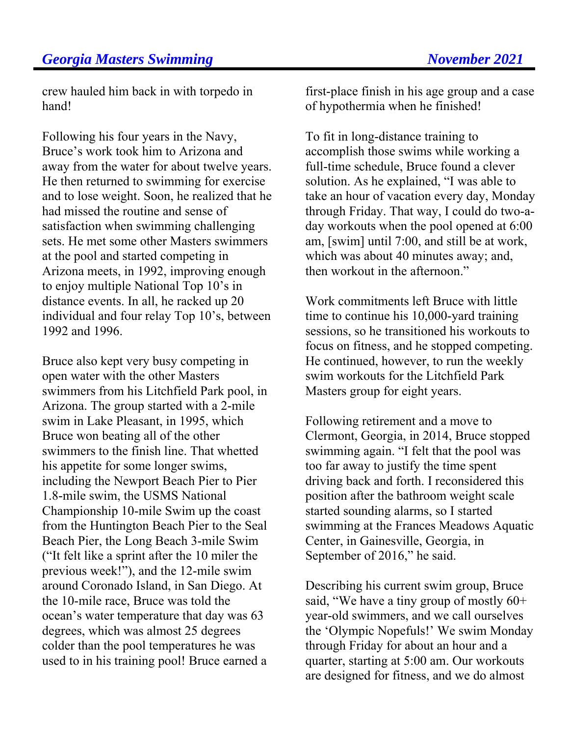crew hauled him back in with torpedo in hand!

Following his four years in the Navy, Bruce's work took him to Arizona and away from the water for about twelve years. He then returned to swimming for exercise and to lose weight. Soon, he realized that he had missed the routine and sense of satisfaction when swimming challenging sets. He met some other Masters swimmers at the pool and started competing in Arizona meets, in 1992, improving enough to enjoy multiple National Top 10's in distance events. In all, he racked up 20 individual and four relay Top 10's, between 1992 and 1996.

Bruce also kept very busy competing in open water with the other Masters swimmers from his Litchfield Park pool, in Arizona. The group started with a 2-mile swim in Lake Pleasant, in 1995, which Bruce won beating all of the other swimmers to the finish line. That whetted his appetite for some longer swims, including the Newport Beach Pier to Pier 1.8-mile swim, the USMS National Championship 10-mile Swim up the coast from the Huntington Beach Pier to the Seal Beach Pier, the Long Beach 3-mile Swim ("It felt like a sprint after the 10 miler the previous week!"), and the 12-mile swim around Coronado Island, in San Diego. At the 10-mile race, Bruce was told the ocean's water temperature that day was 63 degrees, which was almost 25 degrees colder than the pool temperatures he was used to in his training pool! Bruce earned a first-place finish in his age group and a case of hypothermia when he finished!

To fit in long-distance training to accomplish those swims while working a full-time schedule, Bruce found a clever solution. As he explained, "I was able to take an hour of vacation every day, Monday through Friday. That way, I could do two-a-day workouts when the pool opened at 6:00 am, [swim] until 7:00, and still be at work, which was about 40 minutes away; and, then workout in the afternoon."

Work commitments left Bruce with little time to continue his 10,000-yard training sessions, so he transitioned his workouts to focus on fitness, and he stopped competing. He continued, however, to run the weekly swim workouts for the Litchfield Park Masters group for eight years.

Following retirement and a move to Clermont, Georgia, in 2014, Bruce stopped swimming again. "I felt that the pool was too far away to justify the time spent driving back and forth. I reconsidered this position after the bathroom weight scale started sounding alarms, so I started swimming at the Frances Meadows Aquatic Center, in Gainesville, Georgia, in September of 2016," he said.

Describing his current swim group, Bruce said, "We have a tiny group of mostly 60+ year-old swimmers, and we call ourselves the 'Olympic Nopefuls!' We swim Monday through Friday for about an hour and a quarter, starting at 5:00 am. Our workouts are designed for fitness, and we do almost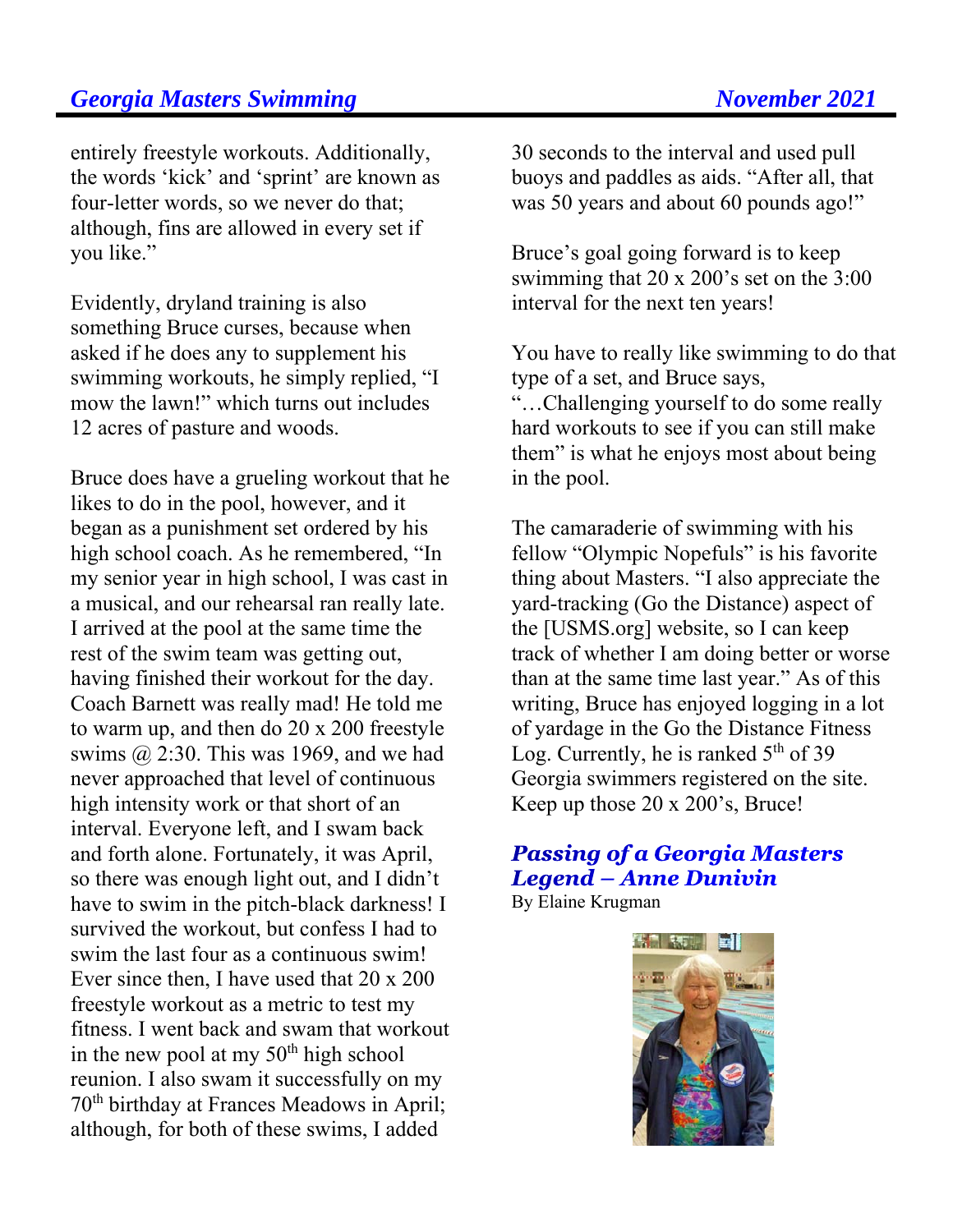entirely freestyle workouts. Additionally, the words 'kick' and 'sprint' are known as four-letter words, so we never do that; although, fins are allowed in every set if you like."

Evidently, dryland training is also something Bruce curses, because when asked if he does any to supplement his swimming workouts, he simply replied, "I mow the lawn!" which turns out includes 12 acres of pasture and woods.

Bruce does have a grueling workout that he likes to do in the pool, however, and it began as a punishment set ordered by his high school coach. As he remembered, "In my senior year in high school, I was cast in a musical, and our rehearsal ran really late. I arrived at the pool at the same time the rest of the swim team was getting out, having finished their workout for the day. Coach Barnett was really mad! He told me to warm up, and then do 20 x 200 freestyle swims @ 2:30. This was 1969, and we had never approached that level of continuous high intensity work or that short of an interval. Everyone left, and I swam back and forth alone. Fortunately, it was April, so there was enough light out, and I didn't have to swim in the pitch-black darkness! I survived the workout, but confess I had to swim the last four as a continuous swim! Ever since then, I have used that 20 x 200 freestyle workout as a metric to test my fitness. I went back and swam that workout in the new pool at my 50th high school reunion. I also swam it successfully on my 70th birthday at Frances Meadows in April; although, for both of these swims, I added 30 seconds to the interval and used pull buoys and paddles as aids. "After all, that was 50 years and about 60 pounds ago!"

Bruce's goal going forward is to keep swimming that 20 x 200's set on the 3:00 interval for the next ten years!

You have to really like swimming to do that type of a set, and Bruce says, "…Challenging yourself to do some really hard workouts to see if you can still make them" is what he enjoys most about being in the pool.

The camaraderie of swimming with his fellow "Olympic Nopefuls" is his favorite thing about Masters. "I also appreciate the yard-tracking (Go the Distance) aspect of the [USMS.org] website, so I can keep track of whether I am doing better or worse than at the same time last year." As of this writing, Bruce has enjoyed logging in a lot of yardage in the Go the Distance Fitness Log. Currently, he is ranked 5th of 39 Georgia swimmers registered on the site. Keep up those 20 x 200's, Bruce!

## *Passing of a Georgia Masters Legend – Anne Dunivin*

By Elaine Krugman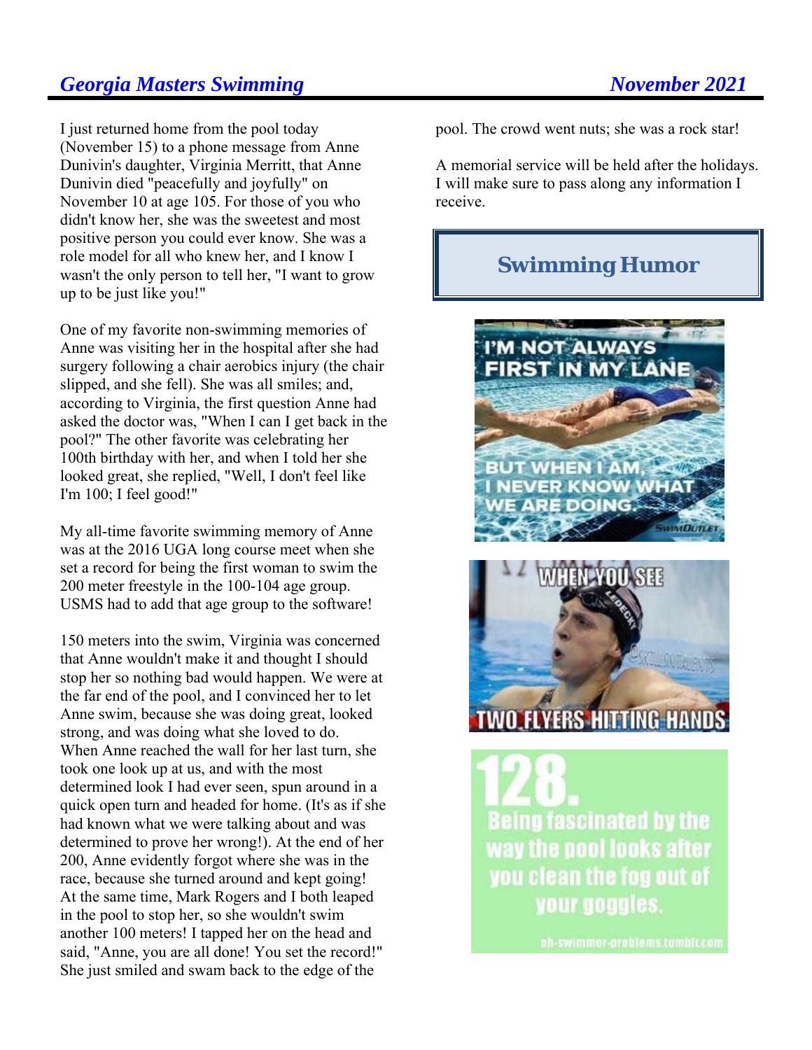I just returned home from the pool today (November 15) to a phone message from Anne Dunivin's daughter, Virginia Merritt, that Anne Dunivin died "peacefully and joyfully" on November 10 at age 105. For those of you who didn't know her, she was the sweetest and most positive person you could ever know. She was a role model for all who knew her, and I know I wasn't the only person to tell her, "I want to grow up to be just like you!"

One of my favorite non-swimming memories of Anne was visiting her in the hospital after she had surgery following a chair aerobics injury (the chair slipped, and she fell). She was all smiles; and, according to Virginia, the first question Anne had asked the doctor was, "When I can I get back in the pool?" The other favorite was celebrating her 100th birthday with her, and when I told her she looked great, she replied, "Well, I don't feel like I'm 100; I feel good!"

My all-time favorite swimming memory of Anne was at the 2016 UGA long course meet when she set a record for being the first woman to swim the 200 meter freestyle in the 100-104 age group. USMS had to add that age group to the software!

150 meters into the swim, Virginia was concerned that Anne wouldn't make it and thought I should stop her so nothing bad would happen. We were at the far end of the pool, and I convinced her to let Anne swim, because she was doing great, looked strong, and was doing what she loved to do. When Anne reached the wall for her last turn, she took one look up at us, and with the most determined look I had ever seen, spun around in a quick open turn and headed for home. (It's as if she had known what we were talking about and was determined to prove her wrong!). At the end of her 200, Anne evidently forgot where she was in the race, because she turned around and kept going! At the same time, Mark Rogers and I both leaped in the pool to stop her, so she wouldn't swim another 100 meters! I tapped her on the head and said, "Anne, you are all done! You set the record!" She just smiled and swam back to the edge of the pool. The crowd went nuts; she was a rock star!

A memorial service will be held after the holidays. I will make sure to pass along any information I receive.

## Swimming Humor

I'M NOT ALWAYS FIRST IN MY LANE

BUT WHEN I AM, I NEVER KNOW WHAT WE ARE DOING.

SwimOutlet

WHEN YOU SEE

TWO FLYERS HITTING HANDS

128. Being fascinated by the way the pool looks after you clean the fog out of your goggles.

oh-swimmer-problems.tumblr.com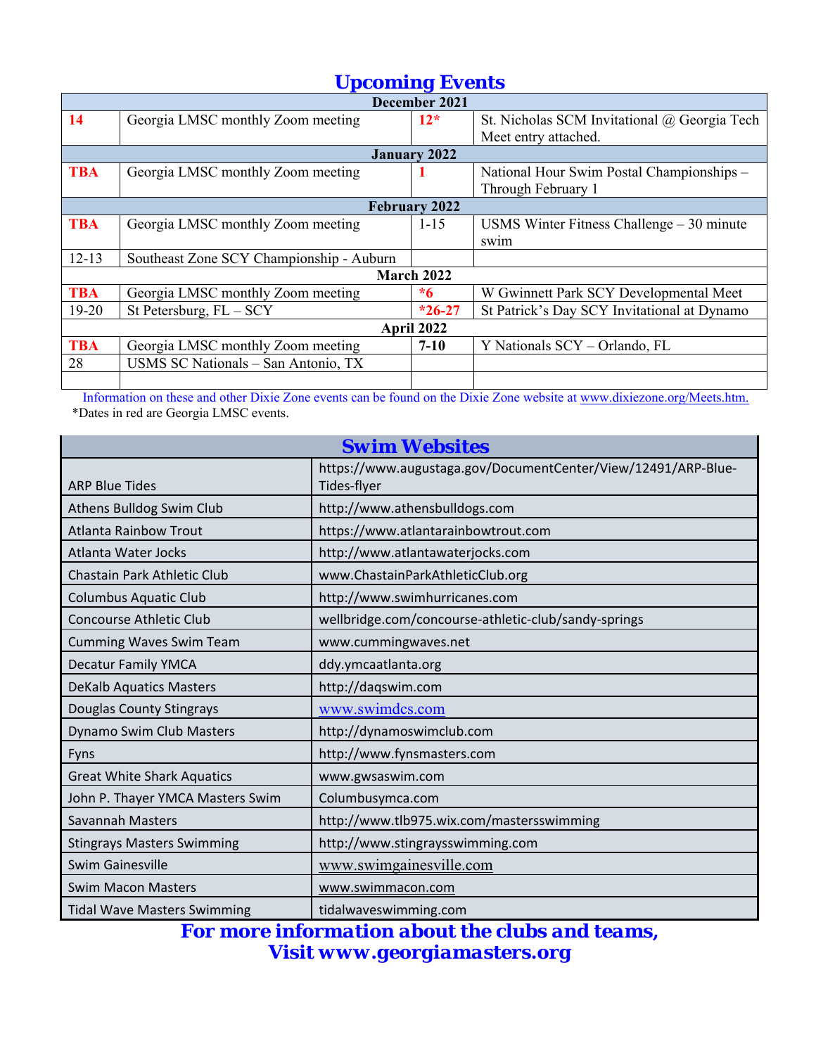## Upcoming Events

| | | | |
|---|---|---|---|
| **December 2021** | | | |
| 14 | Georgia LMSC monthly Zoom meeting | 12* | St. Nicholas SCM Invitational @ Georgia Tech Meet entry attached. |
| **January 2022** | | | |
| TBA | Georgia LMSC monthly Zoom meeting | 1 | National Hour Swim Postal Championships – Through February 1 |
| **February 2022** | | | |
| TBA | Georgia LMSC monthly Zoom meeting | 1-15 | USMS Winter Fitness Challenge – 30 minute swim |
| 12-13 | Southeast Zone SCY Championship - Auburn | | |
| **March 2022** | | | |
| TBA | Georgia LMSC monthly Zoom meeting | *6 | W Gwinnett Park SCY Developmental Meet |
| 19-20 | St Petersburg, FL – SCY | *26-27 | St Patrick's Day SCY Invitational at Dynamo |
| **April 2022** | | | |
| TBA | Georgia LMSC monthly Zoom meeting | 7-10 | Y Nationals SCY – Orlando, FL |
| 28 | USMS SC Nationals – San Antonio, TX | | |
| | | | |

Information on these and other Dixie Zone events can be found on the Dixie Zone website at www.dixiezone.org/Meets.htm.

*Dates in red are Georgia LMSC events.

## Swim Websites

| | |
|---|---|
| ARP Blue Tides | https://www.augustaga.gov/DocumentCenter/View/12491/ARP-Blue-Tides-flyer |
| Athens Bulldog Swim Club | http://www.athensbulldogs.com |
| Atlanta Rainbow Trout | https://www.atlantarainbowtrout.com |
| Atlanta Water Jocks | http://www.atlantawaterjocks.com |
| Chastain Park Athletic Club | www.ChastainParkAthleticClub.org |
| Columbus Aquatic Club | http://www.swimhurricanes.com |
| Concourse Athletic Club | wellbridge.com/concourse-athletic-club/sandy-springs |
| Cumming Waves Swim Team | www.cummingwaves.net |
| Decatur Family YMCA | ddy.ymcaatlanta.org |
| DeKalb Aquatics Masters | http://daqswim.com |
| Douglas County Stingrays | www.swimdcs.com |
| Dynamo Swim Club Masters | http://dynamoswimclub.com |
| Fyns | http://www.fynsmasters.com |
| Great White Shark Aquatics | www.gwsaswim.com |
| John P. Thayer YMCA Masters Swim | Columbusymca.com |
| Savannah Masters | http://www.tlb975.wix.com/mastersswimming |
| Stingrays Masters Swimming | http://www.stingraysswimming.com |
| Swim Gainesville | www.swimgainesville.com |
| Swim Macon Masters | www.swimmacon.com |
| Tidal Wave Masters Swimming | tidalwaveswimming.com |

**For more information about the clubs and teams,**
**Visit www.georgiamasters.org**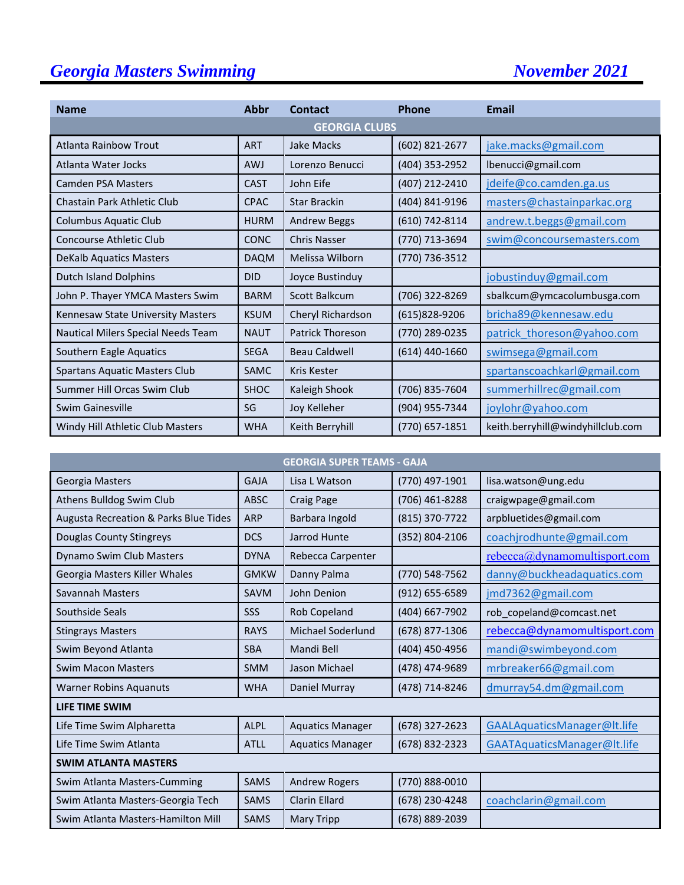# *Georgia Masters Swimming* *November 2021*

| Name | Abbr | Contact | Phone | Email |
|---|---|---|---|---|
| **GEORGIA CLUBS** | | | | |
| Atlanta Rainbow Trout | ART | Jake Macks | (602) 821-2677 | jake.macks@gmail.com |
| Atlanta Water Jocks | AWJ | Lorenzo Benucci | (404) 353-2952 | lbenucci@gmail.com |
| Camden PSA Masters | CAST | John Eife | (407) 212-2410 | jdeife@co.camden.ga.us |
| Chastain Park Athletic Club | CPAC | Star Brackin | (404) 841-9196 | masters@chastainparkac.org |
| Columbus Aquatic Club | HURM | Andrew Beggs | (610) 742-8114 | andrew.t.beggs@gmail.com |
| Concourse Athletic Club | CONC | Chris Nasser | (770) 713-3694 | swim@concoursemasters.com |
| DeKalb Aquatics Masters | DAQM | Melissa Wilborn | (770) 736-3512 | |
| Dutch Island Dolphins | DID | Joyce Bustinduy | | jobustinduy@gmail.com |
| John P. Thayer YMCA Masters Swim | BARM | Scott Balkcum | (706) 322-8269 | sbalkcum@ymcacolumbusga.com |
| Kennesaw State University Masters | KSUM | Cheryl Richardson | (615)828-9206 | bricha89@kennesaw.edu |
| Nautical Milers Special Needs Team | NAUT | Patrick Thoreson | (770) 289-0235 | patrick_thoreson@yahoo.com |
| Southern Eagle Aquatics | SEGA | Beau Caldwell | (614) 440-1660 | swimsega@gmail.com |
| Spartans Aquatic Masters Club | SAMC | Kris Kester | | spartanscoachkarl@gmail.com |
| Summer Hill Orcas Swim Club | SHOC | Kaleigh Shook | (706) 835-7604 | summerhillrec@gmail.com |
| Swim Gainesville | SG | Joy Kelleher | (904) 955-7344 | joylohr@yahoo.com |
| Windy Hill Athletic Club Masters | WHA | Keith Berryhill | (770) 657-1851 | keith.berryhill@windyhillclub.com |

| Name | Abbr | Contact | Phone | Email |
|---|---|---|---|---|
| **GEORGIA SUPER TEAMS - GAJA** | | | | |
| Georgia Masters | GAJA | Lisa L Watson | (770) 497-1901 | lisa.watson@ung.edu |
| Athens Bulldog Swim Club | ABSC | Craig Page | (706) 461-8288 | craigwpage@gmail.com |
| Augusta Recreation & Parks Blue Tides | ARP | Barbara Ingold | (815) 370-7722 | arpbluetides@gmail.com |
| Douglas County Stingreys | DCS | Jarrod Hunte | (352) 804-2106 | coachjrodhunte@gmail.com |
| Dynamo Swim Club Masters | DYNA | Rebecca Carpenter | | rebecca@dynamomultisport.com |
| Georgia Masters Killer Whales | GMKW | Danny Palma | (770) 548-7562 | danny@buckheadaquatics.com |
| Savannah Masters | SAVM | John Denion | (912) 655-6589 | jmd7362@gmail.com |
| Southside Seals | SSS | Rob Copeland | (404) 667-7902 | rob_copeland@comcast.net |
| Stingrays Masters | RAYS | Michael Soderlund | (678) 877-1306 | rebecca@dynamomultisport.com |
| Swim Beyond Atlanta | SBA | Mandi Bell | (404) 450-4956 | mandi@swimbeyond.com |
| Swim Macon Masters | SMM | Jason Michael | (478) 474-9689 | mrbreaker66@gmail.com |
| Warner Robins Aquanuts | WHA | Daniel Murray | (478) 714-8246 | dmurray54.dm@gmail.com |
| **LIFE TIME SWIM** | | | | |
| Life Time Swim Alpharetta | ALPL | Aquatics Manager | (678) 327-2623 | GAALAquaticsManager@lt.life |
| Life Time Swim Atlanta | ATLL | Aquatics Manager | (678) 832-2323 | GAATAquaticsManager@lt.life |
| **SWIM ATLANTA MASTERS** | | | | |
| Swim Atlanta Masters-Cumming | SAMS | Andrew Rogers | (770) 888-0010 | |
| Swim Atlanta Masters-Georgia Tech | SAMS | Clarin Ellard | (678) 230-4248 | coachclarin@gmail.com |
| Swim Atlanta Masters-Hamilton Mill | SAMS | Mary Tripp | (678) 889-2039 | |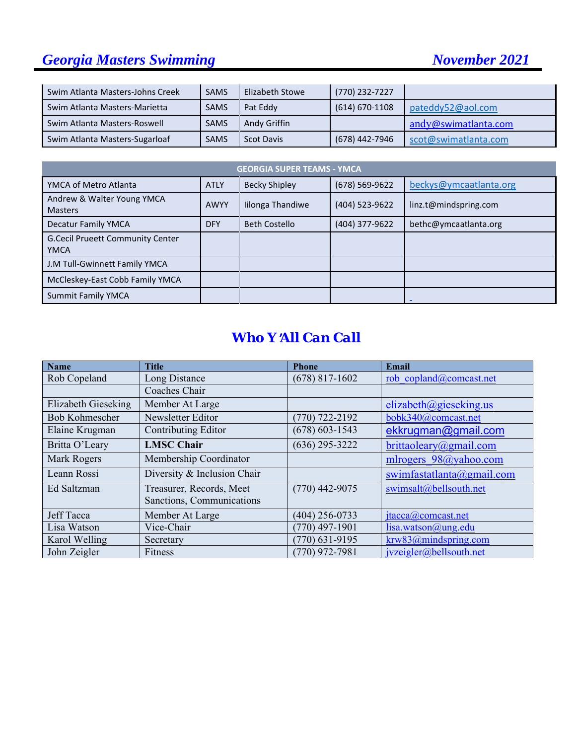| | | | | |
|---|---|---|---|---|
| Swim Atlanta Masters-Johns Creek | SAMS | Elizabeth Stowe | (770) 232-7227 | |
| Swim Atlanta Masters-Marietta | SAMS | Pat Eddy | (614) 670-1108 | pateddy52@aol.com |
| Swim Atlanta Masters-Roswell | SAMS | Andy Griffin | | andy@swimatlanta.com |
| Swim Atlanta Masters-Sugarloaf | SAMS | Scot Davis | (678) 442-7946 | scot@swimatlanta.com |

| GEORGIA SUPER TEAMS - YMCA | | | | |
|---|---|---|---|---|
| YMCA of Metro Atlanta | ATLY | Becky Shipley | (678) 569-9622 | beckys@ymcaatlanta.org |
| Andrew & Walter Young YMCA Masters | AWYY | Iilonga Thandiwe | (404) 523-9622 | linz.t@mindspring.com |
| Decatur Family YMCA | DFY | Beth Costello | (404) 377-9622 | bethc@ymcaatlanta.org |
| G.Cecil Prueett Community Center YMCA | | | | |
| J.M Tull-Gwinnett Family YMCA | | | | |
| McCleskey-East Cobb Family YMCA | | | | |
| Summit Family YMCA | | | | |

## Who Y'All Can Call

| Name | Title | Phone | Email |
|---|---|---|---|
| Rob Copeland | Long Distance | (678) 817-1602 | rob_copland@comcast.net |
| | Coaches Chair | | |
| Elizabeth Gieseking | Member At Large | | elizabeth@gieseking.us |
| Bob Kohmescher | Newsletter Editor | (770) 722-2192 | bobk340@comcast.net |
| Elaine Krugman | Contributing Editor | (678) 603-1543 | ekkrugman@gmail.com |
| Britta O'Leary | **LMSC Chair** | (636) 295-3222 | brittaoleary@gmail.com |
| Mark Rogers | Membership Coordinator | | mlrogers_98@yahoo.com |
| Leann Rossi | Diversity & Inclusion Chair | | swimfastatlanta@gmail.com |
| Ed Saltzman | Treasurer, Records, Meet Sanctions, Communications | (770) 442-9075 | swimsalt@bellsouth.net |
| Jeff Tacca | Member At Large | (404) 256-0733 | jtacca@comcast.net |
| Lisa Watson | Vice-Chair | (770) 497-1901 | lisa.watson@ung.edu |
| Karol Welling | Secretary | (770) 631-9195 | krw83@mindspring.com |
| John Zeigler | Fitness | (770) 972-7981 | jvzeigler@bellsouth.net |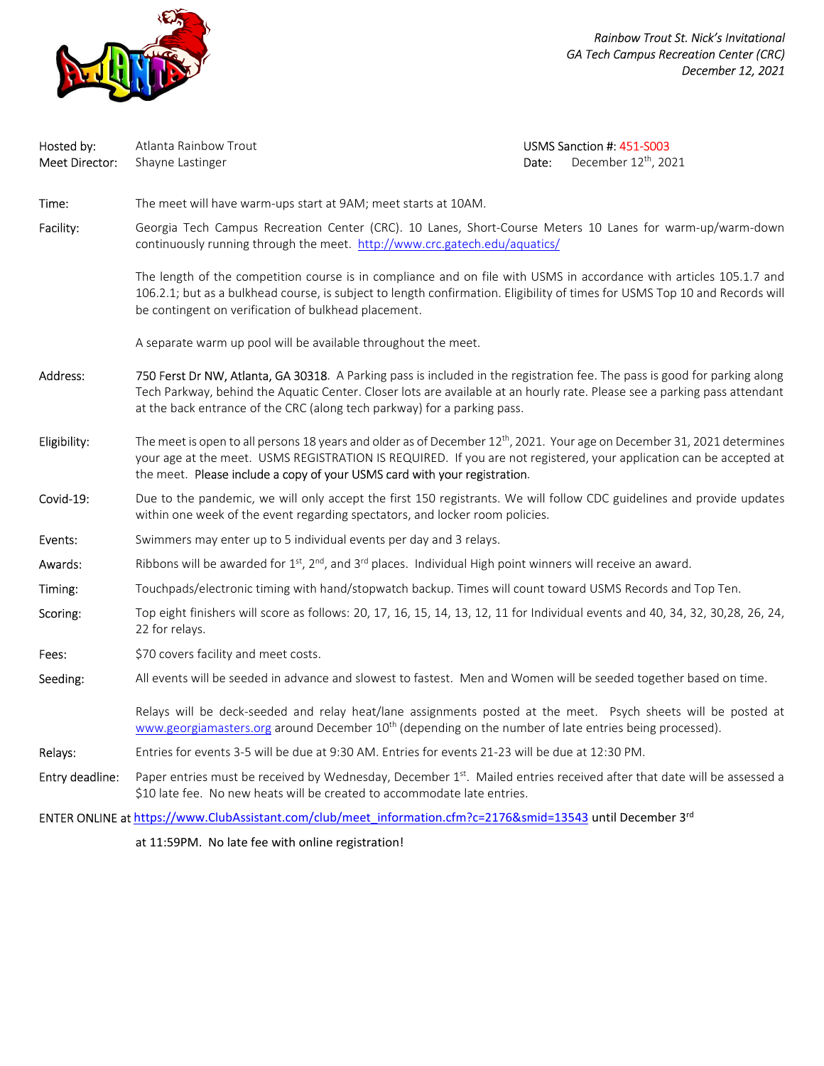*Rainbow Trout St. Nick's Invitational*
*GA Tech Campus Recreation Center (CRC)*
*December 12, 2021*

| | | | |
|---|---|---|---|
| Hosted by: | Atlanta Rainbow Trout | USMS Sanction #: | 451-S003 |
| Meet Director: | Shayne Lastinger | Date: | December 12th, 2021 |

**Time:** The meet will have warm-ups start at 9AM; meet starts at 10AM.

**Facility:** Georgia Tech Campus Recreation Center (CRC). 10 Lanes, Short-Course Meters 10 Lanes for warm-up/warm-down continuously running through the meet. [http://www.crc.gatech.edu/aquatics/](http://www.crc.gatech.edu/aquatics/)

The length of the competition course is in compliance and on file with USMS in accordance with articles 105.1.7 and 106.2.1; but as a bulkhead course, is subject to length confirmation. Eligibility of times for USMS Top 10 and Records will be contingent on verification of bulkhead placement.

A separate warm up pool will be available throughout the meet.

**Address:** 750 Ferst Dr NW, Atlanta, GA 30318. A Parking pass is included in the registration fee. The pass is good for parking along Tech Parkway, behind the Aquatic Center. Closer lots are available at an hourly rate. Please see a parking pass attendant at the back entrance of the CRC (along tech parkway) for a parking pass.

**Eligibility:** The meet is open to all persons 18 years and older as of December 12th, 2021. Your age on December 31, 2021 determines your age at the meet. USMS REGISTRATION IS REQUIRED. If you are not registered, your application can be accepted at the meet. Please include a copy of your USMS card with your registration.

**Covid-19:** Due to the pandemic, we will only accept the first 150 registrants. We will follow CDC guidelines and provide updates within one week of the event regarding spectators, and locker room policies.

**Events:** Swimmers may enter up to 5 individual events per day and 3 relays.

**Awards:** Ribbons will be awarded for 1st, 2nd, and 3rd places. Individual High point winners will receive an award.

**Timing:** Touchpads/electronic timing with hand/stopwatch backup. Times will count toward USMS Records and Top Ten.

**Scoring:** Top eight finishers will score as follows: 20, 17, 16, 15, 14, 13, 12, 11 for Individual events and 40, 34, 32, 30,28, 26, 24, 22 for relays.

**Fees:** $70 covers facility and meet costs.

**Seeding:** All events will be seeded in advance and slowest to fastest. Men and Women will be seeded together based on time.

Relays will be deck-seeded and relay heat/lane assignments posted at the meet. Psych sheets will be posted at [www.georgiamasters.org](http://www.georgiamasters.org) around December 10th (depending on the number of late entries being processed).

**Relays:** Entries for events 3-5 will be due at 9:30 AM. Entries for events 21-23 will be due at 12:30 PM.

**Entry deadline:** Paper entries must be received by Wednesday, December 1st. Mailed entries received after that date will be assessed a $10 late fee. No new heats will be created to accommodate late entries.

ENTER ONLINE at [https://www.ClubAssistant.com/club/meet_information.cfm?c=2176&smid=13543](https://www.ClubAssistant.com/club/meet_information.cfm?c=2176&smid=13543) until December 3rd at 11:59PM. No late fee with online registration!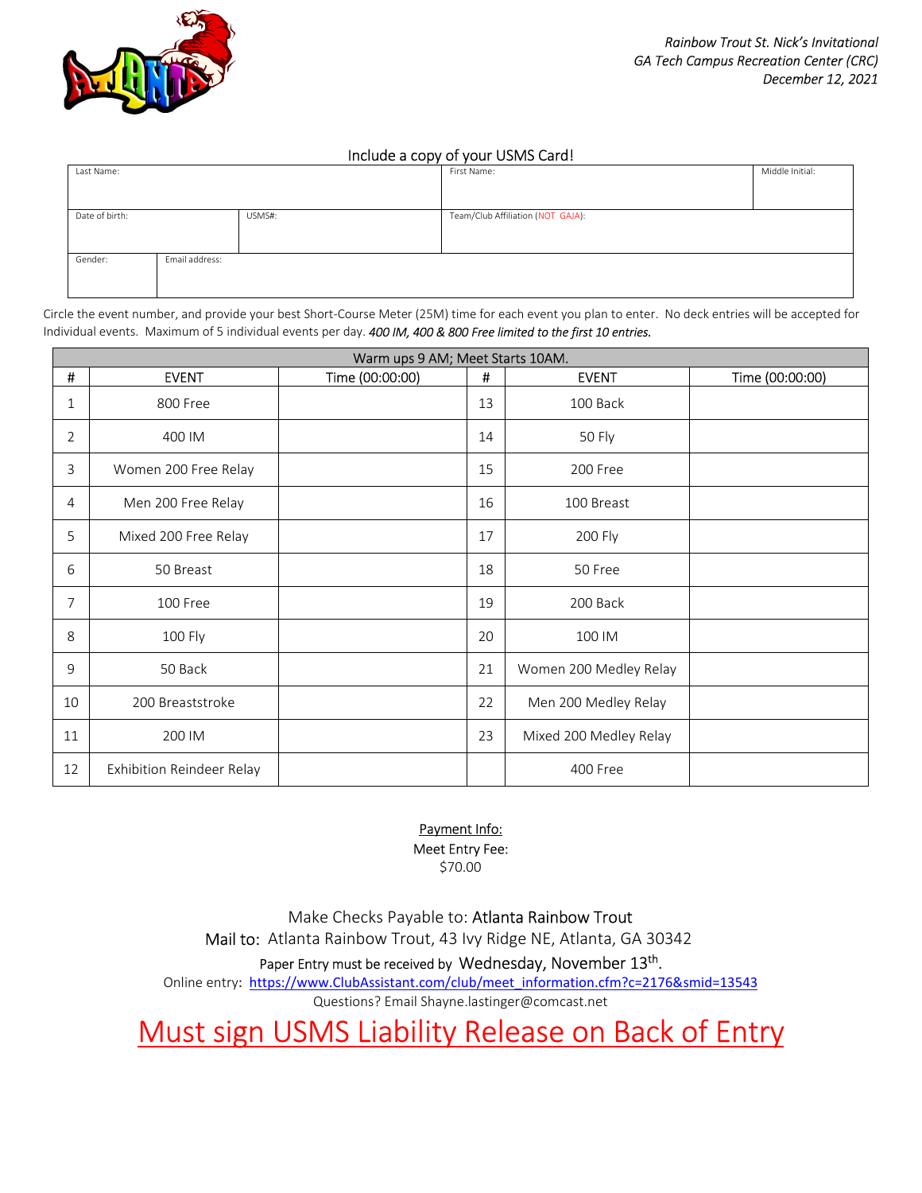*Rainbow Trout St. Nick's Invitational*
*GA Tech Campus Recreation Center (CRC)*
*December 12, 2021*

Include a copy of your USMS Card!

| Last Name: | | First Name: | Middle Initial: |
|---|---|---|---|
| Date of birth: | USMS#: | Team/Club Affiliation (NOT GAJA): | |
| Gender: | Email address: | | |

Circle the event number, and provide your best Short-Course Meter (25M) time for each event you plan to enter. No deck entries will be accepted for Individual events. Maximum of 5 individual events per day. *400 IM, 400 & 800 Free limited to the first 10 entries.*

| Warm ups 9 AM; Meet Starts 10AM. | | | | | |
|---|---|---|---|---|---|
| # | EVENT | Time (00:00:00) | # | EVENT | Time (00:00:00) |
| 1 | 800 Free | | 13 | 100 Back | |
| 2 | 400 IM | | 14 | 50 Fly | |
| 3 | Women 200 Free Relay | | 15 | 200 Free | |
| 4 | Men 200 Free Relay | | 16 | 100 Breast | |
| 5 | Mixed 200 Free Relay | | 17 | 200 Fly | |
| 6 | 50 Breast | | 18 | 50 Free | |
| 7 | 100 Free | | 19 | 200 Back | |
| 8 | 100 Fly | | 20 | 100 IM | |
| 9 | 50 Back | | 21 | Women 200 Medley Relay | |
| 10 | 200 Breaststroke | | 22 | Men 200 Medley Relay | |
| 11 | 200 IM | | 23 | Mixed 200 Medley Relay | |
| 12 | Exhibition Reindeer Relay | | | 400 Free | |

Payment Info:
Meet Entry Fee:
$70.00

Make Checks Payable to: Atlanta Rainbow Trout
Mail to: Atlanta Rainbow Trout, 43 Ivy Ridge NE, Atlanta, GA 30342
Paper Entry must be received by Wednesday, November 13th.
Online entry: https://www.ClubAssistant.com/club/meet_information.cfm?c=2176&smid=13543
Questions? Email Shayne.lastinger@comcast.net

## Must sign USMS Liability Release on Back of Entry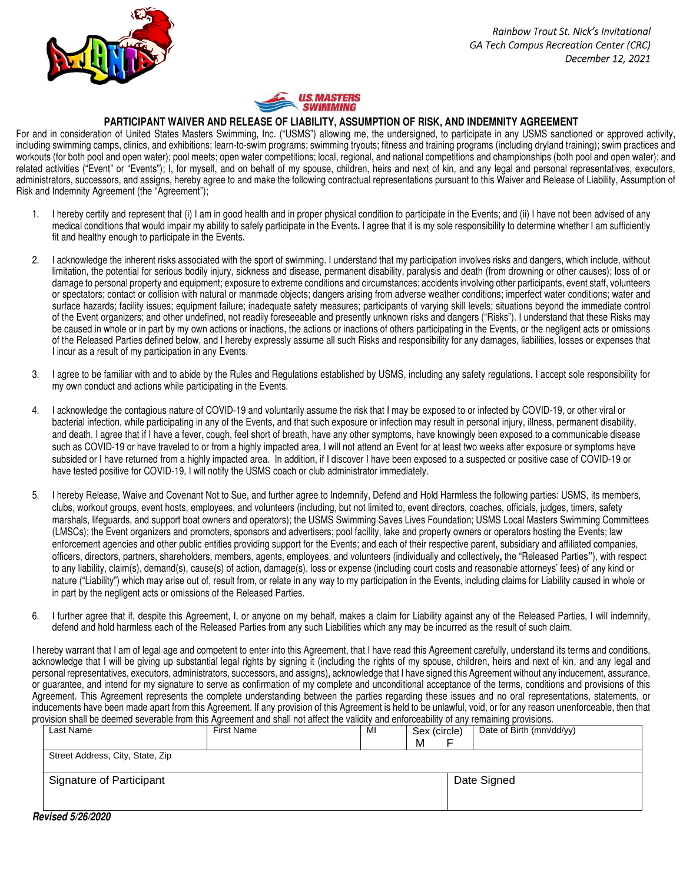*Rainbow Trout St. Nick's Invitational*
*GA Tech Campus Recreation Center (CRC)*
*December 12, 2021*

## PARTICIPANT WAIVER AND RELEASE OF LIABILITY, ASSUMPTION OF RISK, AND INDEMNITY AGREEMENT

For and in consideration of United States Masters Swimming, Inc. ("USMS") allowing me, the undersigned, to participate in any USMS sanctioned or approved activity, including swimming camps, clinics, and exhibitions; learn-to-swim programs; swimming tryouts; fitness and training programs (including dryland training); swim practices and workouts (for both pool and open water); pool meets; open water competitions; local, regional, and national competitions and championships (both pool and open water); and related activities ("Event" or "Events"); I, for myself, and on behalf of my spouse, children, heirs and next of kin, and any legal and personal representatives, executors, administrators, successors, and assigns, hereby agree to and make the following contractual representations pursuant to this Waiver and Release of Liability, Assumption of Risk and Indemnity Agreement (the "Agreement");

1. I hereby certify and represent that (i) I am in good health and in proper physical condition to participate in the Events; and (ii) I have not been advised of any medical conditions that would impair my ability to safely participate in the Events**.** I agree that it is my sole responsibility to determine whether I am sufficiently fit and healthy enough to participate in the Events.

2. I acknowledge the inherent risks associated with the sport of swimming. I understand that my participation involves risks and dangers, which include, without limitation, the potential for serious bodily injury, sickness and disease, permanent disability, paralysis and death (from drowning or other causes); loss of or damage to personal property and equipment; exposure to extreme conditions and circumstances; accidents involving other participants, event staff, volunteers or spectators; contact or collision with natural or manmade objects; dangers arising from adverse weather conditions; imperfect water conditions; water and surface hazards; facility issues; equipment failure; inadequate safety measures; participants of varying skill levels; situations beyond the immediate control of the Event organizers; and other undefined, not readily foreseeable and presently unknown risks and dangers ("Risks"). I understand that these Risks may be caused in whole or in part by my own actions or inactions, the actions or inactions of others participating in the Events, or the negligent acts or omissions of the Released Parties defined below, and I hereby expressly assume all such Risks and responsibility for any damages, liabilities, losses or expenses that I incur as a result of my participation in any Events.

3. I agree to be familiar with and to abide by the Rules and Regulations established by USMS, including any safety regulations. I accept sole responsibility for my own conduct and actions while participating in the Events.

4. I acknowledge the contagious nature of COVID-19 and voluntarily assume the risk that I may be exposed to or infected by COVID-19, or other viral or bacterial infection, while participating in any of the Events, and that such exposure or infection may result in personal injury, illness, permanent disability, and death. I agree that if I have a fever, cough, feel short of breath, have any other symptoms, have knowingly been exposed to a communicable disease such as COVID-19 or have traveled to or from a highly impacted area, I will not attend an Event for at least two weeks after exposure or symptoms have subsided or I have returned from a highly impacted area. In addition, if I discover I have been exposed to a suspected or positive case of COVID-19 or have tested positive for COVID-19, I will notify the USMS coach or club administrator immediately.

5. I hereby Release, Waive and Covenant Not to Sue, and further agree to Indemnify, Defend and Hold Harmless the following parties: USMS, its members, clubs, workout groups, event hosts, employees, and volunteers (including, but not limited to, event directors, coaches, officials, judges, timers, safety marshals, lifeguards, and support boat owners and operators); the USMS Swimming Saves Lives Foundation; USMS Local Masters Swimming Committees (LMSCs); the Event organizers and promoters, sponsors and advertisers; pool facility, lake and property owners or operators hosting the Events; law enforcement agencies and other public entities providing support for the Events; and each of their respective parent, subsidiary and affiliated companies, officers, directors, partners, shareholders, members, agents, employees, and volunteers (individually and collectively**,** the "Released Parties**"**), with respect to any liability, claim(s), demand(s), cause(s) of action, damage(s), loss or expense (including court costs and reasonable attorneys' fees) of any kind or nature ("Liability") which may arise out of, result from, or relate in any way to my participation in the Events, including claims for Liability caused in whole or in part by the negligent acts or omissions of the Released Parties.

6. I further agree that if, despite this Agreement, I, or anyone on my behalf, makes a claim for Liability against any of the Released Parties, I will indemnify, defend and hold harmless each of the Released Parties from any such Liabilities which any may be incurred as the result of such claim.

I hereby warrant that I am of legal age and competent to enter into this Agreement, that I have read this Agreement carefully, understand its terms and conditions, acknowledge that I will be giving up substantial legal rights by signing it (including the rights of my spouse, children, heirs and next of kin, and any legal and personal representatives, executors, administrators, successors, and assigns), acknowledge that I have signed this Agreement without any inducement, assurance, or guarantee, and intend for my signature to serve as confirmation of my complete and unconditional acceptance of the terms, conditions and provisions of this Agreement. This Agreement represents the complete understanding between the parties regarding these issues and no oral representations, statements, or inducements have been made apart from this Agreement. If any provision of this Agreement is held to be unlawful, void, or for any reason unenforceable, then that provision shall be deemed severable from this Agreement and shall not affect the validity and enforceability of any remaining provisions.

| Last Name | First Name | MI | Sex (circle) M F | Date of Birth (mm/dd/yy) |
|---|---|---|---|---|
| Street Address, City, State, Zip | | | | |
| Signature of Participant | | | | Date Signed |

***Revised 5/26/2020***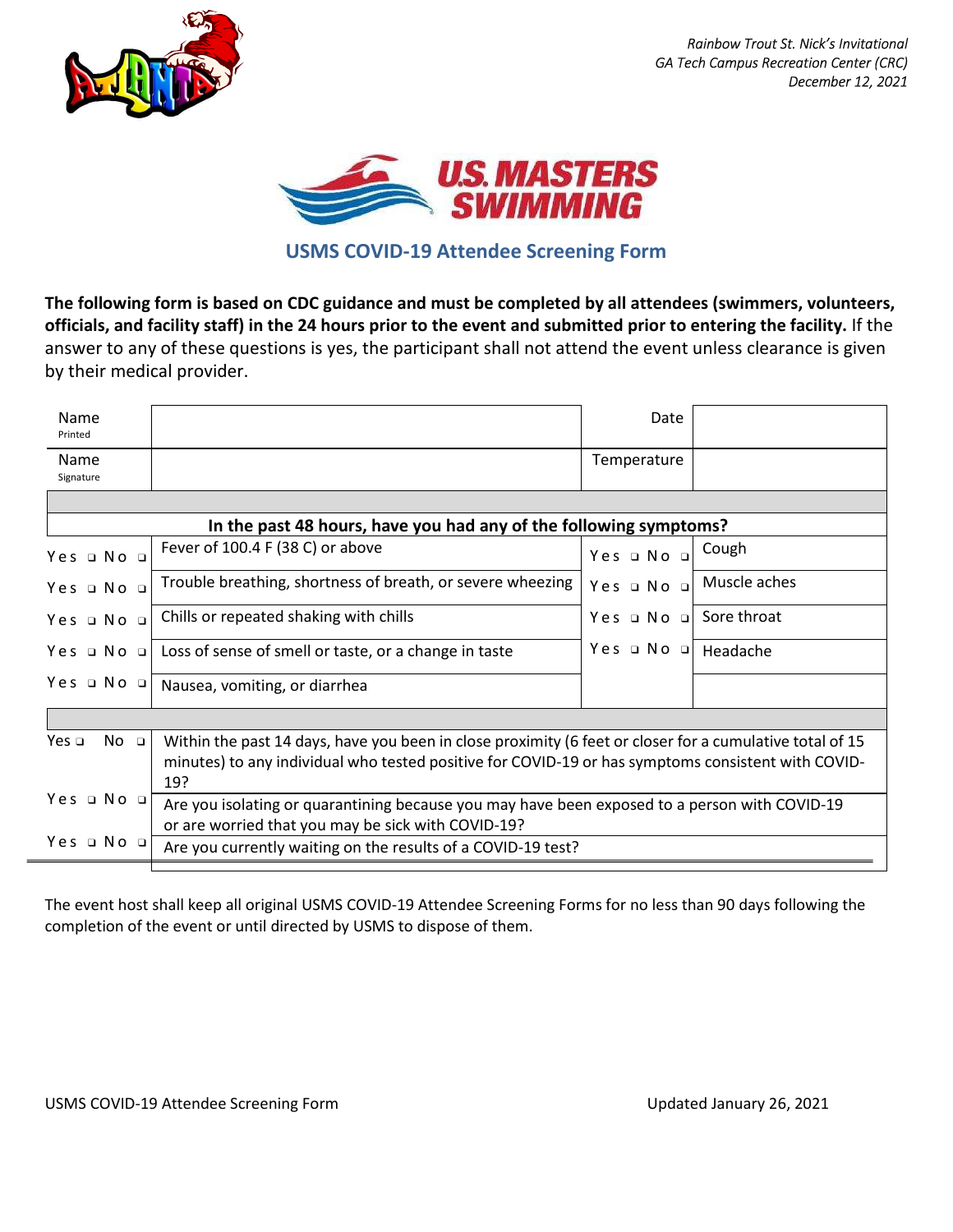*Rainbow Trout St. Nick's Invitational*
*GA Tech Campus Recreation Center (CRC)*
*December 12, 2021*

# USMS COVID-19 Attendee Screening Form

**The following form is based on CDC guidance and must be completed by all attendees (swimmers, volunteers, officials, and facility staff) in the 24 hours prior to the event and submitted prior to entering the facility.** If the answer to any of these questions is yes, the participant shall not attend the event unless clearance is given by their medical provider.

| | | | |
|---|---|---|---|
| Name (Printed) | | Date | |
| Name (Signature) | | Temperature | |

**In the past 48 hours, have you had any of the following symptoms?**

| | | | |
|---|---|---|---|
| Yes ❑ No ❑ | Fever of 100.4 F (38 C) or above | Yes ❑ No ❑ | Cough |
| Yes ❑ No ❑ | Trouble breathing, shortness of breath, or severe wheezing | Yes ❑ No ❑ | Muscle aches |
| Yes ❑ No ❑ | Chills or repeated shaking with chills | Yes ❑ No ❑ | Sore throat |
| Yes ❑ No ❑ | Loss of sense of smell or taste, or a change in taste | Yes ❑ No ❑ | Headache |
| Yes ❑ No ❑ | Nausea, vomiting, or diarrhea | | |

| | |
|---|---|
| Yes ❑ No ❑ | Within the past 14 days, have you been in close proximity (6 feet or closer for a cumulative total of 15 minutes) to any individual who tested positive for COVID-19 or has symptoms consistent with COVID-19? |
| Yes ❑ No ❑ | Are you isolating or quarantining because you may have been exposed to a person with COVID-19 or are worried that you may be sick with COVID-19? |
| Yes ❑ No ❑ | Are you currently waiting on the results of a COVID-19 test? |

The event host shall keep all original USMS COVID-19 Attendee Screening Forms for no less than 90 days following the completion of the event or until directed by USMS to dispose of them.

USMS COVID-19 Attendee Screening Form — Updated January 26, 2021